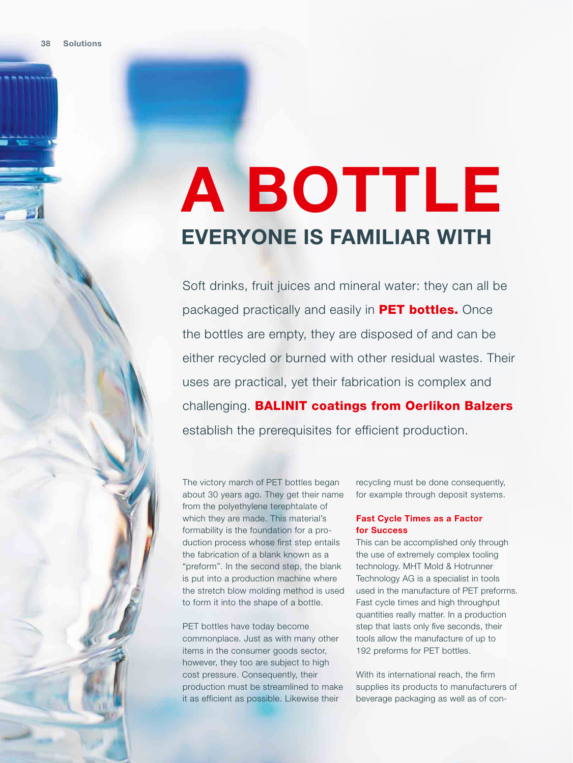# A BOTTLE

## EVERYONE IS FAMILIAR WITH

Soft drinks, fruit juices and mineral water: they can all be packaged practically and easily in **PET bottles.** Once the bottles are empty, they are disposed of and can be either recycled or burned with other residual wastes. Their uses are practical, yet their fabrication is complex and challenging. **BALINIT coatings from Oerlikon Balzers** establish the prerequisites for efficient production.

The victory march of PET bottles began about 30 years ago. They get their name from the polyethylene terephtalate of which they are made. This material's formability is the foundation for a production process whose first step entails the fabrication of a blank known as a "preform". In the second step, the blank is put into a production machine where the stretch blow molding method is used to form it into the shape of a bottle.

PET bottles have today become commonplace. Just as with many other items in the consumer goods sector, however, they too are subject to high cost pressure. Consequently, their production must be streamlined to make it as efficient as possible. Likewise their recycling must be done consequently, for example through deposit systems.

### Fast Cycle Times as a Factor for Success

This can be accomplished only through the use of extremely complex tooling technology. MHT Mold & Hotrunner Technology AG is a specialist in tools used in the manufacture of PET preforms. Fast cycle times and high throughput quantities really matter. In a production step that lasts only five seconds, their tools allow the manufacture of up to 192 preforms for PET bottles.

With its international reach, the firm supplies its products to manufacturers of beverage packaging as well as of con-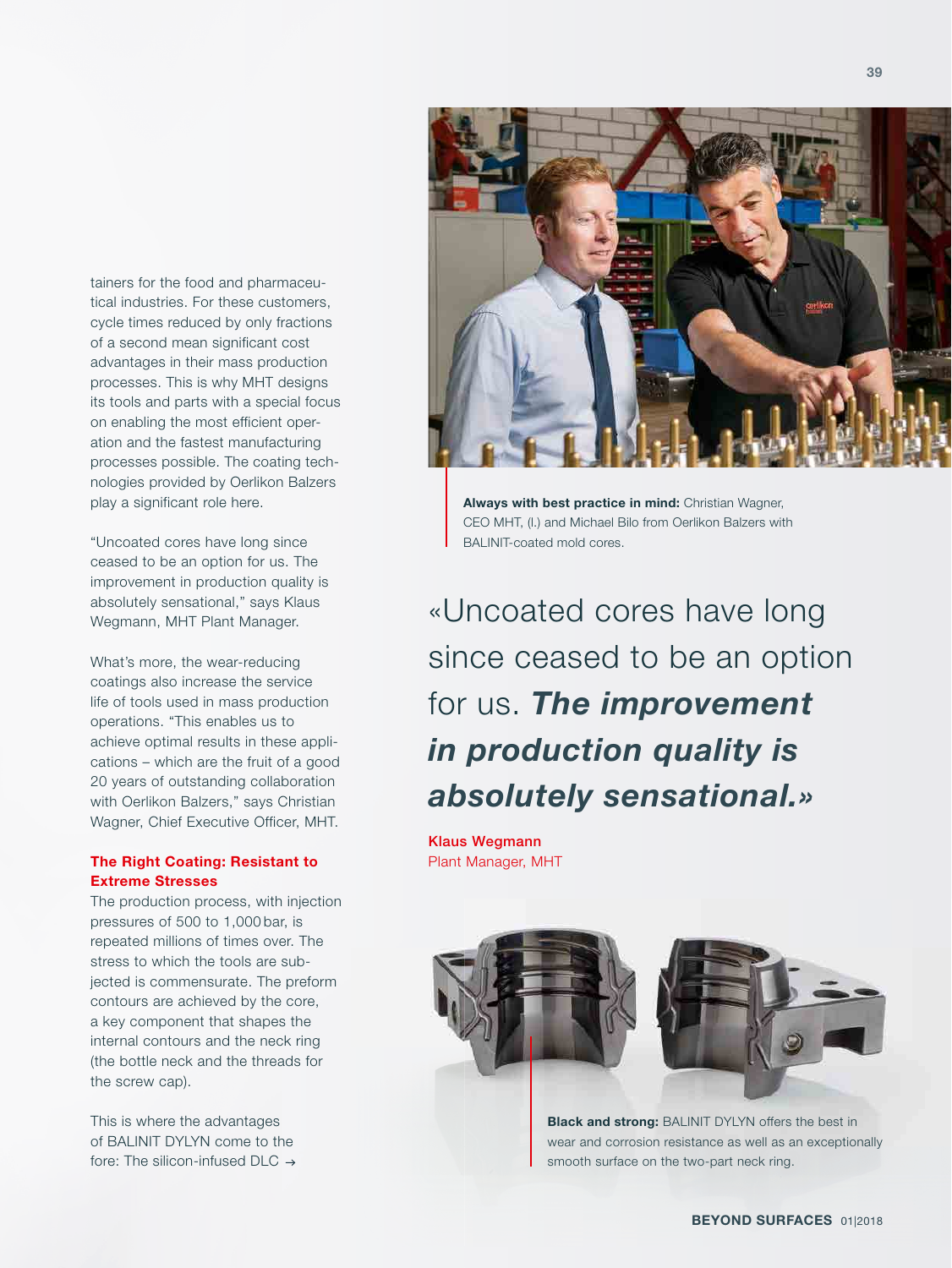tainers for the food and pharmaceutical industries. For these customers, cycle times reduced by only fractions of a second mean significant cost advantages in their mass production processes. This is why MHT designs its tools and parts with a special focus on enabling the most efficient operation and the fastest manufacturing processes possible. The coating technologies provided by Oerlikon Balzers play a significant role here.

"Uncoated cores have long since ceased to be an option for us. The improvement in production quality is absolutely sensational," says Klaus Wegmann, MHT Plant Manager.

What's more, the wear-reducing coatings also increase the service life of tools used in mass production operations. "This enables us to achieve optimal results in these applications – which are the fruit of a good 20 years of outstanding collaboration with Oerlikon Balzers," says Christian Wagner, Chief Executive Officer, MHT.

### The Right Coating: Resistant to Extreme Stresses

The production process, with injection pressures of 500 to 1,000 bar, is repeated millions of times over. The stress to which the tools are subjected is commensurate. The preform contours are achieved by the core, a key component that shapes the internal contours and the neck ring (the bottle neck and the threads for the screw cap).

This is where the advantages of BALINIT DYLYN come to the fore: The silicon-infused DLC →

**Always with best practice in mind:** Christian Wagner, CEO MHT, (l.) and Michael Bilo from Oerlikon Balzers with BALINIT-coated mold cores.

> «Uncoated cores have long since ceased to be an option for us. ***The improvement in production quality is absolutely sensational.***»
>
> **Klaus Wegmann**
> Plant Manager, MHT

**Black and strong:** BALINIT DYLYN offers the best in wear and corrosion resistance as well as an exceptionally smooth surface on the two-part neck ring.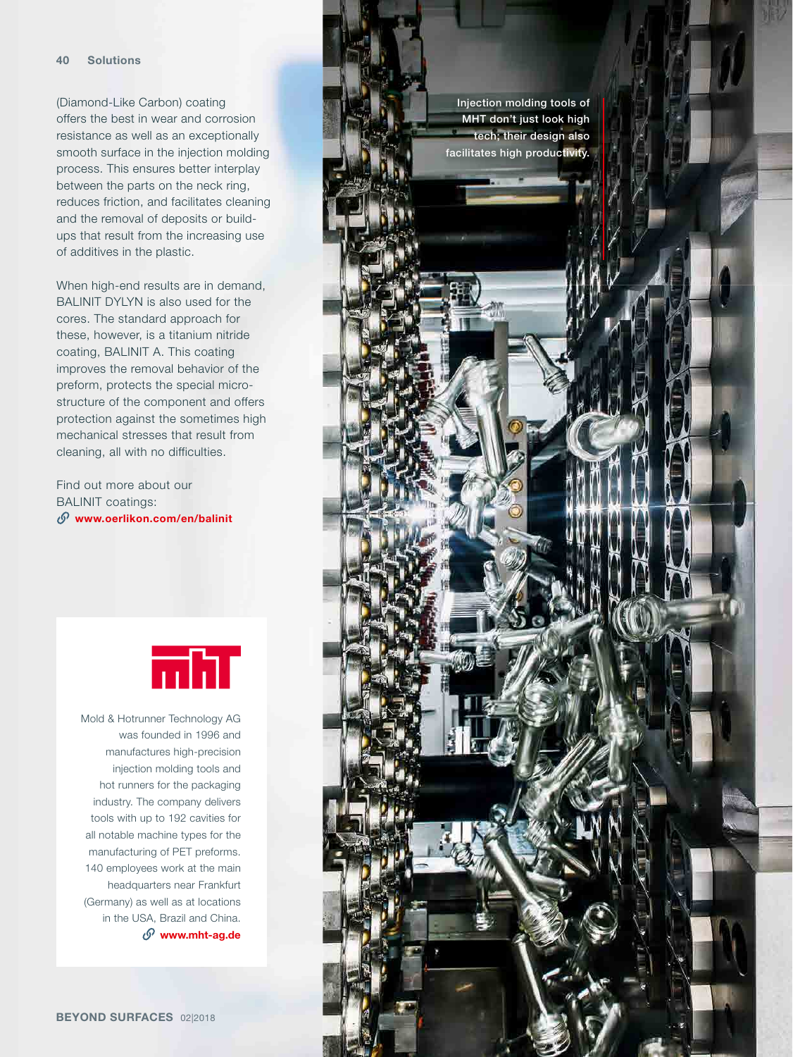(Diamond-Like Carbon) coating offers the best in wear and corrosion resistance as well as an exceptionally smooth surface in the injection molding process. This ensures better interplay between the parts on the neck ring, reduces friction, and facilitates cleaning and the removal of deposits or build-ups that result from the increasing use of additives in the plastic.

When high-end results are in demand, BALINIT DYLYN is also used for the cores. The standard approach for these, however, is a titanium nitride coating, BALINIT A. This coating improves the removal behavior of the preform, protects the special micro-structure of the component and offers protection against the sometimes high mechanical stresses that result from cleaning, all with no difficulties.

Find out more about our BALINIT coatings:
**www.oerlikon.com/en/balinit**

mht

Mold & Hotrunner Technology AG was founded in 1996 and manufactures high-precision injection molding tools and hot runners for the packaging industry. The company delivers tools with up to 192 cavities for all notable machine types for the manufacturing of PET preforms. 140 employees work at the main headquarters near Frankfurt (Germany) as well as at locations in the USA, Brazil and China.
**www.mht-ag.de**

Injection molding tools of MHT don't just look high tech; their design also facilitates high productivity.